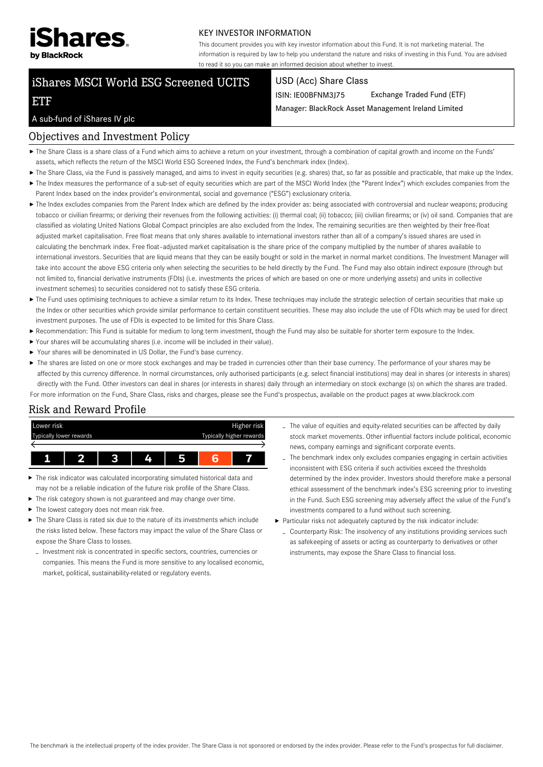iShares by BlackRock

KEY INVESTOR INFORMATION

This document provides you with key investor information about this Fund. It is not marketing material. The information is required by law to help you understand the nature and risks of investing in this Fund. You are advised to read it so you can make an informed decision about whether to invest.

# iShares MSCI World ESG Screened UCITS ETF

A sub-fund of iShares IV plc

USD (Acc) Share Class

ISIN: IE00BFNM3J75 Exchange Traded Fund (ETF)

Manager: BlackRock Asset Management Ireland Limited

## Objectives and Investment Policy

- The Share Class is a share class of a Fund which aims to achieve a return on your investment, through a combination of capital growth and income on the Funds' assets, which reflects the return of the MSCI World ESG Screened Index, the Fund's benchmark index (Index).
- The Share Class, via the Fund is passively managed, and aims to invest in equity securities (e.g. shares) that, so far as possible and practicable, that make up the Index.
- The Index measures the performance of a sub-set of equity securities which are part of the MSCI World Index (the "Parent Index") which excludes companies from the Parent Index based on the index provider's environmental, social and governance ("ESG") exclusionary criteria.
- The Index excludes companies from the Parent Index which are defined by the index provider as: being associated with controversial and nuclear weapons; producing tobacco or civilian firearms; or deriving their revenues from the following activities: (i) thermal coal; (ii) tobacco; (iii) civilian firearms; or (iv) oil sand. Companies that are classified as violating United Nations Global Compact principles are also excluded from the Index. The remaining securities are then weighted by their free-float adjusted market capitalisation. Free float means that only shares available to international investors rather than all of a company's issued shares are used in calculating the benchmark index. Free float–adjusted market capitalisation is the share price of the company multiplied by the number of shares available to international investors. Securities that are liquid means that they can be easily bought or sold in the market in normal market conditions. The Investment Manager will take into account the above ESG criteria only when selecting the securities to be held directly by the Fund. The Fund may also obtain indirect exposure (through but not limited to, financial derivative instruments (FDIs) (i.e. investments the prices of which are based on one or more underlying assets) and units in collective investment schemes) to securities considered not to satisfy these ESG criteria.
- The Fund uses optimising techniques to achieve a similar return to its Index. These techniques may include the strategic selection of certain securities that make up the Index or other securities which provide similar performance to certain constituent securities. These may also include the use of FDIs which may be used for direct investment purposes. The use of FDIs is expected to be limited for this Share Class.
- Recommendation: This Fund is suitable for medium to long term investment, though the Fund may also be suitable for shorter term exposure to the Index.
- Your shares will be accumulating shares (i.e. income will be included in their value).
- Your shares will be denominated in US Dollar, the Fund's base currency.
- The shares are listed on one or more stock exchanges and may be traded in currencies other than their base currency. The performance of your shares may be affected by this currency difference. In normal circumstances, only authorised participants (e.g. select financial institutions) may deal in shares (or interests in shares) directly with the Fund. Other investors can deal in shares (or interests in shares) daily through an intermediary on stock exchange (s) on which the shares are traded.

For more information on the Fund, Share Class, risks and charges, please see the Fund's prospectus, available on the product pages at www.blackrock.com

## Risk and Reward Profile

| Lower risk | | | | | | Higher risk |
|---|---|---|---|---|---|---|
| Typically lower rewards | | | | | | Typically higher rewards |
| 1 | 2 | 3 | 4 | 5 | **6** | 7 |

- The risk indicator was calculated incorporating simulated historical data and may not be a reliable indication of the future risk profile of the Share Class.
- The risk category shown is not guaranteed and may change over time.
- The lowest category does not mean risk free.
- The Share Class is rated six due to the nature of its investments which include the risks listed below. These factors may impact the value of the Share Class or expose the Share Class to losses.
  - Investment risk is concentrated in specific sectors, countries, currencies or companies. This means the Fund is more sensitive to any localised economic, market, political, sustainability-related or regulatory events.
  - The value of equities and equity-related securities can be affected by daily stock market movements. Other influential factors include political, economic news, company earnings and significant corporate events.
  - The benchmark index only excludes companies engaging in certain activities inconsistent with ESG criteria if such activities exceed the thresholds determined by the index provider. Investors should therefore make a personal ethical assessment of the benchmark index's ESG screening prior to investing in the Fund. Such ESG screening may adversely affect the value of the Fund's investments compared to a fund without such screening.
- Particular risks not adequately captured by the risk indicator include:
  - Counterparty Risk: The insolvency of any institutions providing services such as safekeeping of assets or acting as counterparty to derivatives or other instruments, may expose the Share Class to financial loss.

The benchmark is the intellectual property of the index provider. The Share Class is not sponsored or endorsed by the index provider. Please refer to the Fund's prospectus for full disclaimer.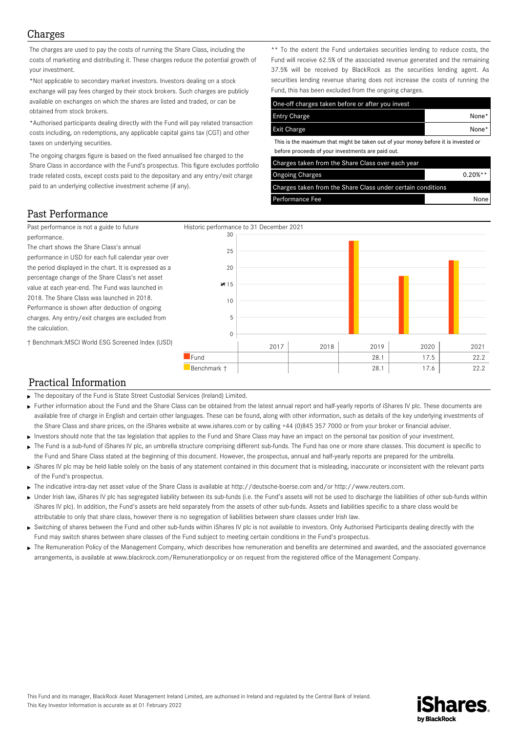## Charges

The charges are used to pay the costs of running the Share Class, including the costs of marketing and distributing it. These charges reduce the potential growth of your investment.

*Not applicable to secondary market investors. Investors dealing on a stock exchange will pay fees charged by their stock brokers. Such charges are publicly available on exchanges on which the shares are listed and traded, or can be obtained from stock brokers.

*Authorised participants dealing directly with the Fund will pay related transaction costs including, on redemptions, any applicable capital gains tax (CGT) and other taxes on underlying securities.

The ongoing charges figure is based on the fixed annualised fee charged to the Share Class in accordance with the Fund's prospectus. This figure excludes portfolio trade related costs, except costs paid to the depositary and any entry/exit charge paid to an underlying collective investment scheme (if any).

** To the extent the Fund undertakes securities lending to reduce costs, the Fund will receive 62.5% of the associated revenue generated and the remaining 37.5% will be received by BlackRock as the securities lending agent. As securities lending revenue sharing does not increase the costs of running the Fund, this has been excluded from the ongoing charges.

| One-off charges taken before or after you invest | |
|---|---|
| Entry Charge | None* |
| Exit Charge | None* |

This is the maximum that might be taken out of your money before it is invested or before proceeds of your investments are paid out.

| Charges taken from the Share Class over each year | |
|---|---|
| Ongoing Charges | 0.20%** |
| **Charges taken from the Share Class under certain conditions** | |
| Performance Fee | None |

## Past Performance

Past performance is not a guide to future performance.

The chart shows the Share Class's annual performance in USD for each full calendar year over the period displayed in the chart. It is expressed as a percentage change of the Share Class's net asset value at each year-end. The Fund was launched in 2018. The Share Class was launched in 2018.

Performance is shown after deduction of ongoing charges. Any entry/exit charges are excluded from the calculation.

† Benchmark:MSCI World ESG Screened Index (USD)

Historic performance to 31 December 2021

30
25
20
% 15
10
5
0

| | 2017 | 2018 | 2019 | 2020 | 2021 |
|---|---|---|---|---|---|
| Fund | | | 28.1 | 17.5 | 22.2 |
| Benchmark † | | | 28.1 | 17.6 | 22.2 |

## Practical Information

- The depositary of the Fund is State Street Custodial Services (Ireland) Limited.
- Further information about the Fund and the Share Class can be obtained from the latest annual report and half-yearly reports of iShares IV plc. These documents are available free of charge in English and certain other languages. These can be found, along with other information, such as details of the key underlying investments of the Share Class and share prices, on the iShares website at www.ishares.com or by calling +44 (0)845 357 7000 or from your broker or financial adviser.
- Investors should note that the tax legislation that applies to the Fund and Share Class may have an impact on the personal tax position of your investment.
- The Fund is a sub-fund of iShares IV plc, an umbrella structure comprising different sub-funds. The Fund has one or more share classes. This document is specific to the Fund and Share Class stated at the beginning of this document. However, the prospectus, annual and half-yearly reports are prepared for the umbrella.
- iShares IV plc may be held liable solely on the basis of any statement contained in this document that is misleading, inaccurate or inconsistent with the relevant parts of the Fund's prospectus.
- The indicative intra-day net asset value of the Share Class is available at http://deutsche-boerse.com and/or http://www.reuters.com.
- Under Irish law, iShares IV plc has segregated liability between its sub-funds (i.e. the Fund's assets will not be used to discharge the liabilities of other sub-funds within iShares IV plc). In addition, the Fund's assets are held separately from the assets of other sub-funds. Assets and liabilities specific to a share class would be attributable to only that share class, however there is no segregation of liabilities between share classes under Irish law.
- Switching of shares between the Fund and other sub-funds within iShares IV plc is not available to investors. Only Authorised Participants dealing directly with the Fund may switch shares between share classes of the Fund subject to meeting certain conditions in the Fund's prospectus.
- The Remuneration Policy of the Management Company, which describes how remuneration and benefits are determined and awarded, and the associated governance arrangements, is available at www.blackrock.com/Remunerationpolicy or on request from the registered office of the Management Company.

This Fund and its manager, BlackRock Asset Management Ireland Limited, are authorised in Ireland and regulated by the Central Bank of Ireland.
This Key Investor Information is accurate as at 01 February 2022